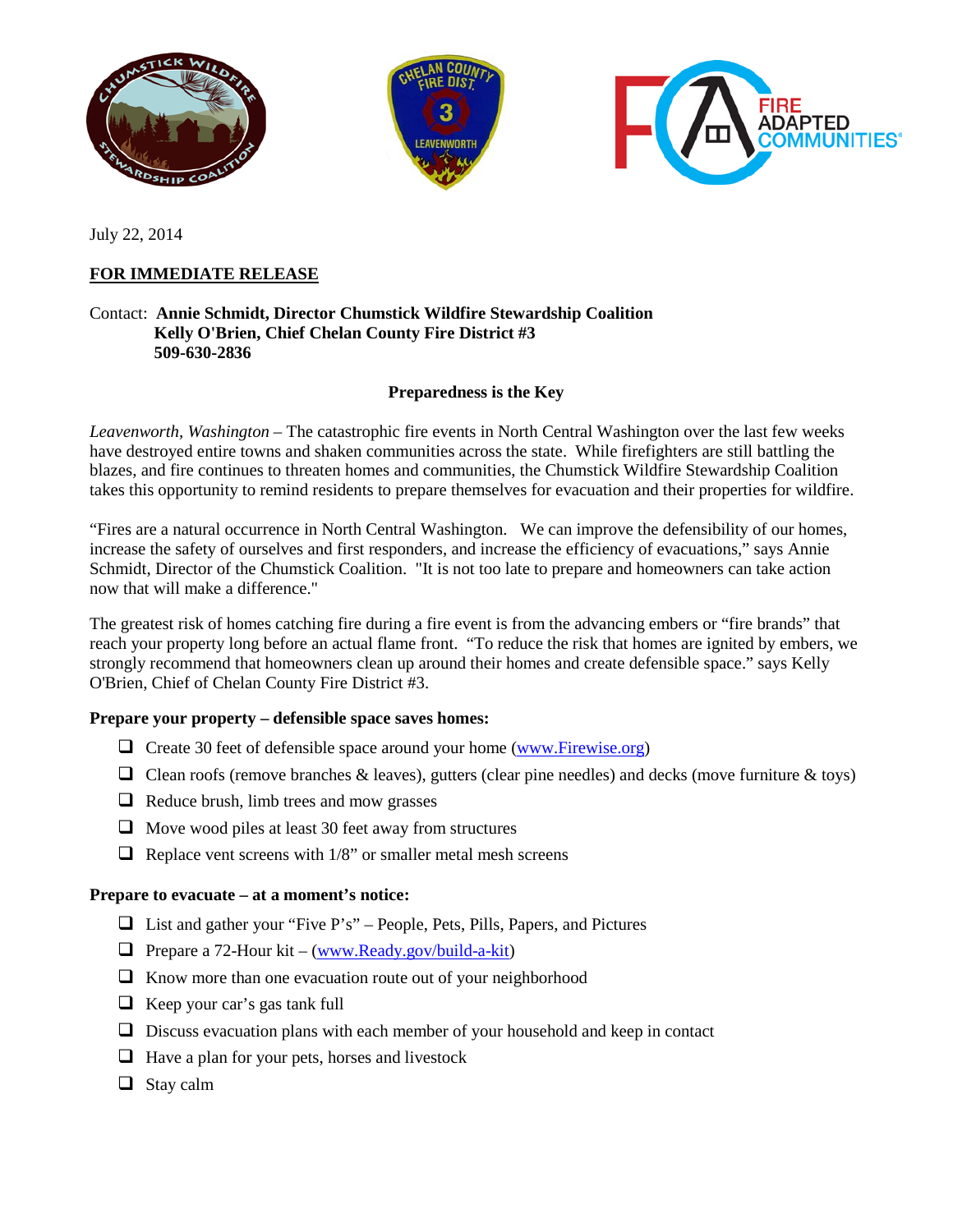July 22, 2014

**FOR IMMEDIATE RELEASE**

Contact: **Annie Schmidt, Director Chumstick Wildfire Stewardship Coalition**
**Kelly O'Brien, Chief Chelan County Fire District #3**
**509-630-2836**

**Preparedness is the Key**

*Leavenworth, Washington* – The catastrophic fire events in North Central Washington over the last few weeks have destroyed entire towns and shaken communities across the state. While firefighters are still battling the blazes, and fire continues to threaten homes and communities, the Chumstick Wildfire Stewardship Coalition takes this opportunity to remind residents to prepare themselves for evacuation and their properties for wildfire.

"Fires are a natural occurrence in North Central Washington. We can improve the defensibility of our homes, increase the safety of ourselves and first responders, and increase the efficiency of evacuations," says Annie Schmidt, Director of the Chumstick Coalition. "It is not too late to prepare and homeowners can take action now that will make a difference."

The greatest risk of homes catching fire during a fire event is from the advancing embers or "fire brands" that reach your property long before an actual flame front. "To reduce the risk that homes are ignited by embers, we strongly recommend that homeowners clean up around their homes and create defensible space." says Kelly O'Brien, Chief of Chelan County Fire District #3.

**Prepare your property – defensible space saves homes:**

- ❑ Create 30 feet of defensible space around your home (www.Firewise.org)
- ❑ Clean roofs (remove branches & leaves), gutters (clear pine needles) and decks (move furniture & toys)
- ❑ Reduce brush, limb trees and mow grasses
- ❑ Move wood piles at least 30 feet away from structures
- ❑ Replace vent screens with 1/8" or smaller metal mesh screens

**Prepare to evacuate – at a moment's notice:**

- ❑ List and gather your "Five P's" – People, Pets, Pills, Papers, and Pictures
- ❑ Prepare a 72-Hour kit – (www.Ready.gov/build-a-kit)
- ❑ Know more than one evacuation route out of your neighborhood
- ❑ Keep your car's gas tank full
- ❑ Discuss evacuation plans with each member of your household and keep in contact
- ❑ Have a plan for your pets, horses and livestock
- ❑ Stay calm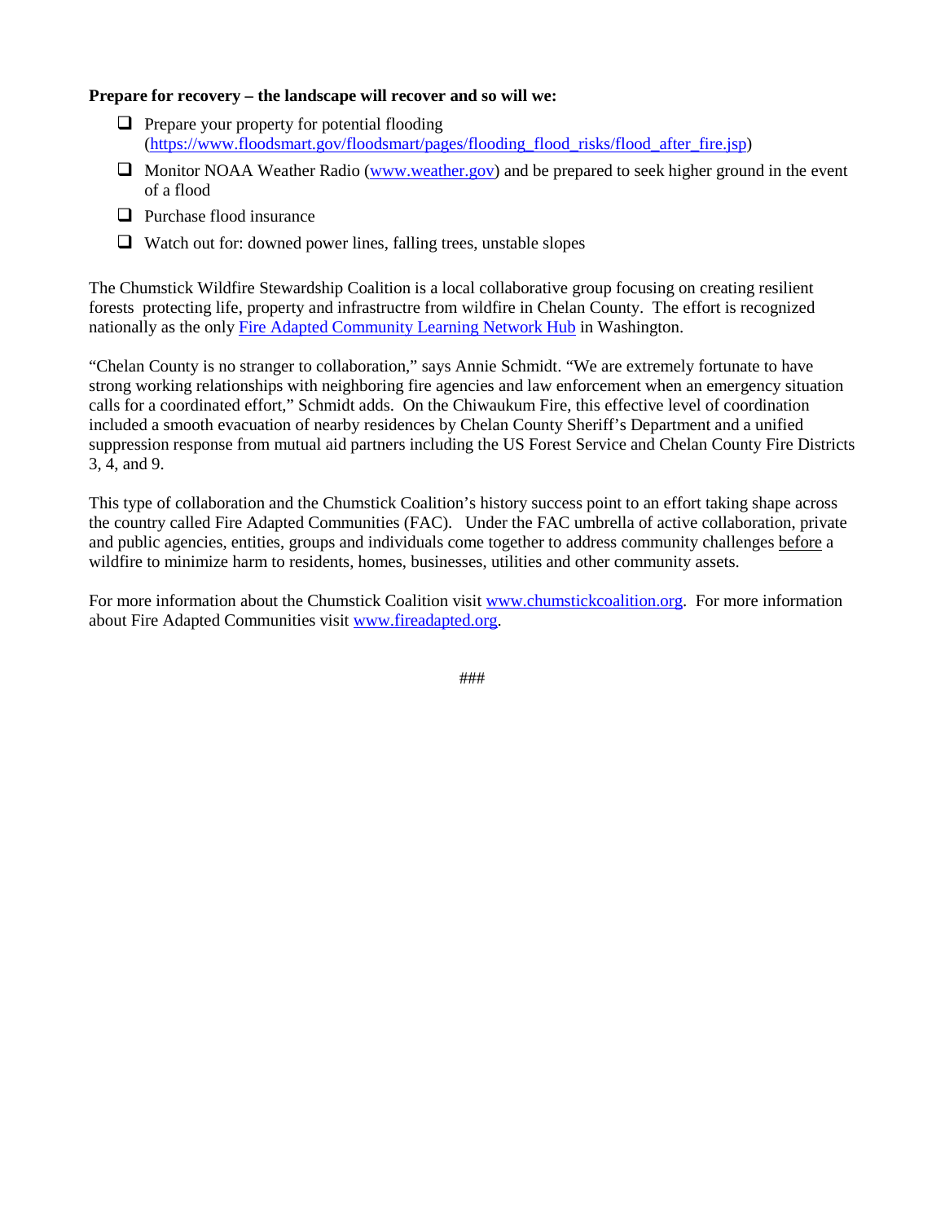**Prepare for recovery – the landscape will recover and so will we:**

- [ ] Prepare your property for potential flooding (https://www.floodsmart.gov/floodsmart/pages/flooding_flood_risks/flood_after_fire.jsp)
- [ ] Monitor NOAA Weather Radio (www.weather.gov) and be prepared to seek higher ground in the event of a flood
- [ ] Purchase flood insurance
- [ ] Watch out for: downed power lines, falling trees, unstable slopes

The Chumstick Wildfire Stewardship Coalition is a local collaborative group focusing on creating resilient forests protecting life, property and infrastructre from wildfire in Chelan County. The effort is recognized nationally as the only Fire Adapted Community Learning Network Hub in Washington.

"Chelan County is no stranger to collaboration," says Annie Schmidt. "We are extremely fortunate to have strong working relationships with neighboring fire agencies and law enforcement when an emergency situation calls for a coordinated effort," Schmidt adds. On the Chiwaukum Fire, this effective level of coordination included a smooth evacuation of nearby residences by Chelan County Sheriff's Department and a unified suppression response from mutual aid partners including the US Forest Service and Chelan County Fire Districts 3, 4, and 9.

This type of collaboration and the Chumstick Coalition's history success point to an effort taking shape across the country called Fire Adapted Communities (FAC). Under the FAC umbrella of active collaboration, private and public agencies, entities, groups and individuals come together to address community challenges before a wildfire to minimize harm to residents, homes, businesses, utilities and other community assets.

For more information about the Chumstick Coalition visit www.chumstickcoalition.org. For more information about Fire Adapted Communities visit www.fireadapted.org.

###